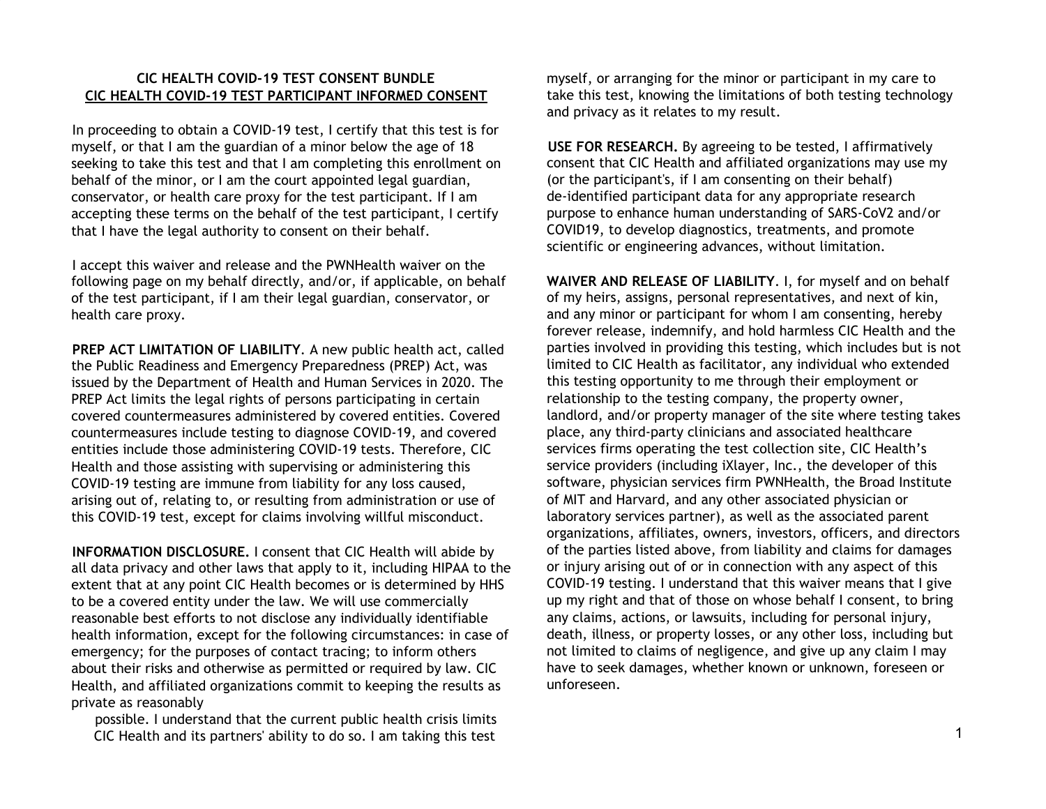**CIC HEALTH COVID-19 TEST CONSENT BUNDLE**

**CIC HEALTH COVID-19 TEST PARTICIPANT INFORMED CONSENT**

In proceeding to obtain a COVID-19 test, I certify that this test is for myself, or that I am the guardian of a minor below the age of 18 seeking to take this test and that I am completing this enrollment on behalf of the minor, or I am the court appointed legal guardian, conservator, or health care proxy for the test participant. If I am accepting these terms on the behalf of the test participant, I certify that I have the legal authority to consent on their behalf.

I accept this waiver and release and the PWNHealth waiver on the following page on my behalf directly, and/or, if applicable, on behalf of the test participant, if I am their legal guardian, conservator, or health care proxy.

**PREP ACT LIMITATION OF LIABILITY**. A new public health act, called the Public Readiness and Emergency Preparedness (PREP) Act, was issued by the Department of Health and Human Services in 2020. The PREP Act limits the legal rights of persons participating in certain covered countermeasures administered by covered entities. Covered countermeasures include testing to diagnose COVID-19, and covered entities include those administering COVID-19 tests. Therefore, CIC Health and those assisting with supervising or administering this COVID-19 testing are immune from liability for any loss caused, arising out of, relating to, or resulting from administration or use of this COVID-19 test, except for claims involving willful misconduct.

**INFORMATION DISCLOSURE.** I consent that CIC Health will abide by all data privacy and other laws that apply to it, including HIPAA to the extent that at any point CIC Health becomes or is determined by HHS to be a covered entity under the law. We will use commercially reasonable best efforts to not disclose any individually identifiable health information, except for the following circumstances: in case of emergency; for the purposes of contact tracing; to inform others about their risks and otherwise as permitted or required by law. CIC Health, and affiliated organizations commit to keeping the results as private as reasonably possible. I understand that the current public health crisis limits CIC Health and its partners' ability to do so. I am taking this test myself, or arranging for the minor or participant in my care to take this test, knowing the limitations of both testing technology and privacy as it relates to my result.

**USE FOR RESEARCH.** By agreeing to be tested, I affirmatively consent that CIC Health and affiliated organizations may use my (or the participant's, if I am consenting on their behalf) de-identified participant data for any appropriate research purpose to enhance human understanding of SARS-CoV2 and/or COVID19, to develop diagnostics, treatments, and promote scientific or engineering advances, without limitation.

**WAIVER AND RELEASE OF LIABILITY**. I, for myself and on behalf of my heirs, assigns, personal representatives, and next of kin, and any minor or participant for whom I am consenting, hereby forever release, indemnify, and hold harmless CIC Health and the parties involved in providing this testing, which includes but is not limited to CIC Health as facilitator, any individual who extended this testing opportunity to me through their employment or relationship to the testing company, the property owner, landlord, and/or property manager of the site where testing takes place, any third-party clinicians and associated healthcare services firms operating the test collection site, CIC Health's service providers (including iXlayer, Inc., the developer of this software, physician services firm PWNHealth, the Broad Institute of MIT and Harvard, and any other associated physician or laboratory services partner), as well as the associated parent organizations, affiliates, owners, investors, officers, and directors of the parties listed above, from liability and claims for damages or injury arising out of or in connection with any aspect of this COVID-19 testing. I understand that this waiver means that I give up my right and that of those on whose behalf I consent, to bring any claims, actions, or lawsuits, including for personal injury, death, illness, or property losses, or any other loss, including but not limited to claims of negligence, and give up any claim I may have to seek damages, whether known or unknown, foreseen or unforeseen.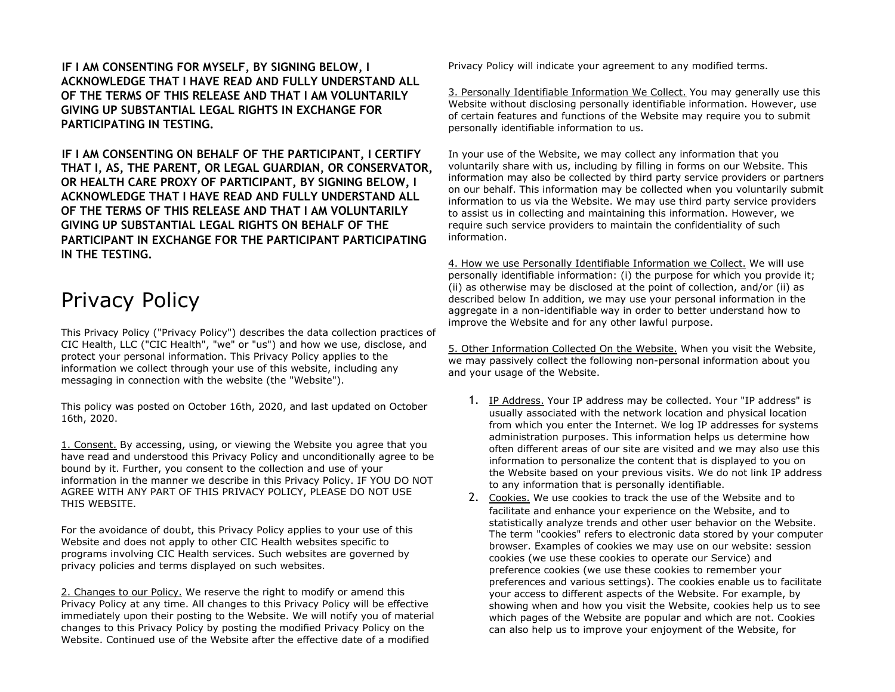**IF I AM CONSENTING FOR MYSELF, BY SIGNING BELOW, I ACKNOWLEDGE THAT I HAVE READ AND FULLY UNDERSTAND ALL OF THE TERMS OF THIS RELEASE AND THAT I AM VOLUNTARILY GIVING UP SUBSTANTIAL LEGAL RIGHTS IN EXCHANGE FOR PARTICIPATING IN TESTING.**

**IF I AM CONSENTING ON BEHALF OF THE PARTICIPANT, I CERTIFY THAT I, AS, THE PARENT, OR LEGAL GUARDIAN, OR CONSERVATOR, OR HEALTH CARE PROXY OF PARTICIPANT, BY SIGNING BELOW, I ACKNOWLEDGE THAT I HAVE READ AND FULLY UNDERSTAND ALL OF THE TERMS OF THIS RELEASE AND THAT I AM VOLUNTARILY GIVING UP SUBSTANTIAL LEGAL RIGHTS ON BEHALF OF THE PARTICIPANT IN EXCHANGE FOR THE PARTICIPANT PARTICIPATING IN THE TESTING.**

# Privacy Policy

This Privacy Policy ("Privacy Policy") describes the data collection practices of CIC Health, LLC ("CIC Health", "we" or "us") and how we use, disclose, and protect your personal information. This Privacy Policy applies to the information we collect through your use of this website, including any messaging in connection with the website (the "Website").

This policy was posted on October 16th, 2020, and last updated on October 16th, 2020.

1. Consent. By accessing, using, or viewing the Website you agree that you have read and understood this Privacy Policy and unconditionally agree to be bound by it. Further, you consent to the collection and use of your information in the manner we describe in this Privacy Policy. IF YOU DO NOT AGREE WITH ANY PART OF THIS PRIVACY POLICY, PLEASE DO NOT USE THIS WEBSITE.

For the avoidance of doubt, this Privacy Policy applies to your use of this Website and does not apply to other CIC Health websites specific to programs involving CIC Health services. Such websites are governed by privacy policies and terms displayed on such websites.

2. Changes to our Policy. We reserve the right to modify or amend this Privacy Policy at any time. All changes to this Privacy Policy will be effective immediately upon their posting to the Website. We will notify you of material changes to this Privacy Policy by posting the modified Privacy Policy on the Website. Continued use of the Website after the effective date of a modified Privacy Policy will indicate your agreement to any modified terms.

3. Personally Identifiable Information We Collect. You may generally use this Website without disclosing personally identifiable information. However, use of certain features and functions of the Website may require you to submit personally identifiable information to us.

In your use of the Website, we may collect any information that you voluntarily share with us, including by filling in forms on our Website. This information may also be collected by third party service providers or partners on our behalf. This information may be collected when you voluntarily submit information to us via the Website. We may use third party service providers to assist us in collecting and maintaining this information. However, we require such service providers to maintain the confidentiality of such information.

4. How we use Personally Identifiable Information we Collect. We will use personally identifiable information: (i) the purpose for which you provide it; (ii) as otherwise may be disclosed at the point of collection, and/or (ii) as described below In addition, we may use your personal information in the aggregate in a non-identifiable way in order to better understand how to improve the Website and for any other lawful purpose.

5. Other Information Collected On the Website. When you visit the Website, we may passively collect the following non-personal information about you and your usage of the Website.

1. IP Address. Your IP address may be collected. Your "IP address" is usually associated with the network location and physical location from which you enter the Internet. We log IP addresses for systems administration purposes. This information helps us determine how often different areas of our site are visited and we may also use this information to personalize the content that is displayed to you on the Website based on your previous visits. We do not link IP address to any information that is personally identifiable.
2. Cookies. We use cookies to track the use of the Website and to facilitate and enhance your experience on the Website, and to statistically analyze trends and other user behavior on the Website. The term "cookies" refers to electronic data stored by your computer browser. Examples of cookies we may use on our website: session cookies (we use these cookies to operate our Service) and preference cookies (we use these cookies to remember your preferences and various settings). The cookies enable us to facilitate your access to different aspects of the Website. For example, by showing when and how you visit the Website, cookies help us to see which pages of the Website are popular and which are not. Cookies can also help us to improve your enjoyment of the Website, for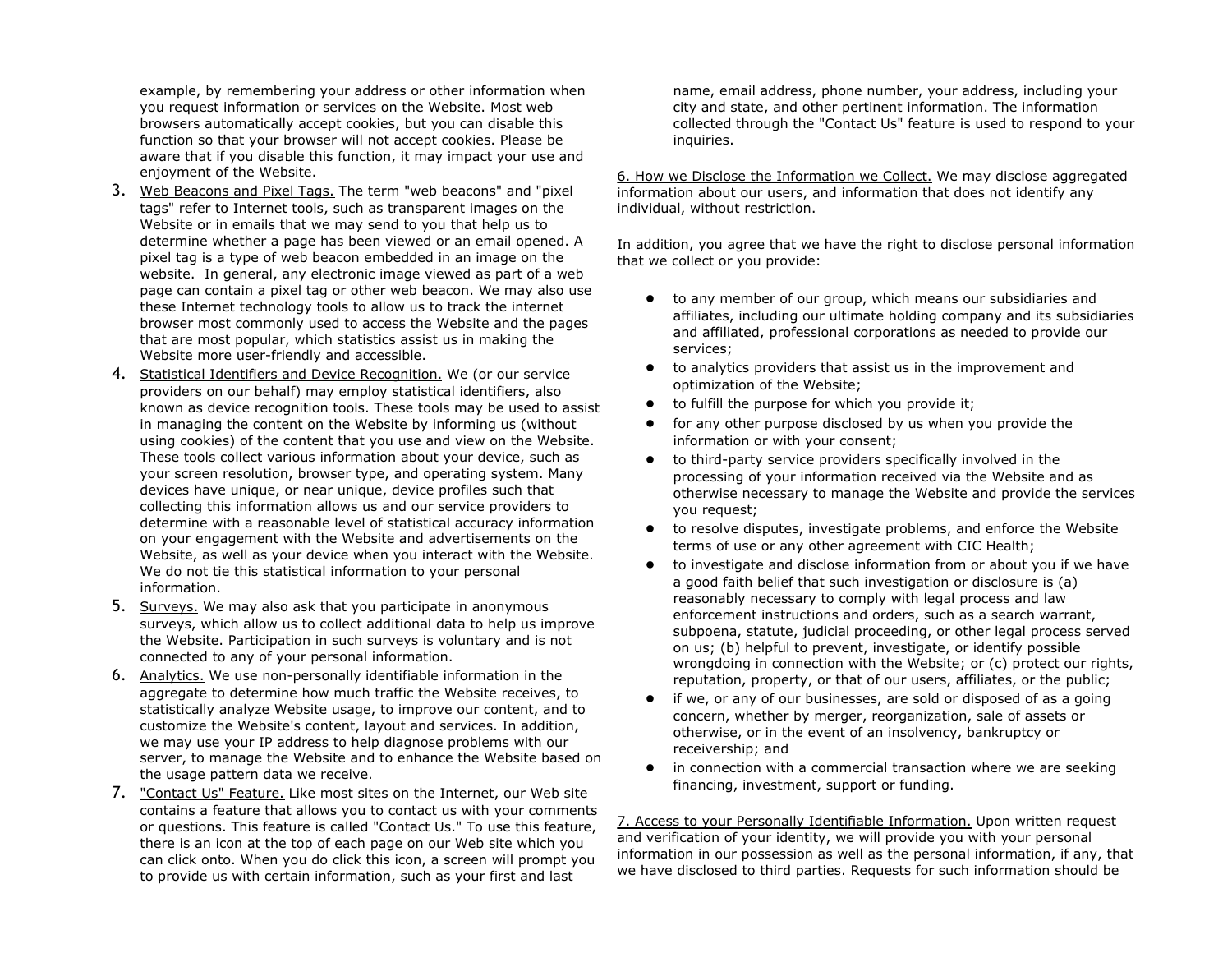example, by remembering your address or other information when you request information or services on the Website. Most web browsers automatically accept cookies, but you can disable this function so that your browser will not accept cookies. Please be aware that if you disable this function, it may impact your use and enjoyment of the Website.

3. Web Beacons and Pixel Tags. The term "web beacons" and "pixel tags" refer to Internet tools, such as transparent images on the Website or in emails that we may send to you that help us to determine whether a page has been viewed or an email opened. A pixel tag is a type of web beacon embedded in an image on the website. In general, any electronic image viewed as part of a web page can contain a pixel tag or other web beacon. We may also use these Internet technology tools to allow us to track the internet browser most commonly used to access the Website and the pages that are most popular, which statistics assist us in making the Website more user-friendly and accessible.
4. Statistical Identifiers and Device Recognition. We (or our service providers on our behalf) may employ statistical identifiers, also known as device recognition tools. These tools may be used to assist in managing the content on the Website by informing us (without using cookies) of the content that you use and view on the Website. These tools collect various information about your device, such as your screen resolution, browser type, and operating system. Many devices have unique, or near unique, device profiles such that collecting this information allows us and our service providers to determine with a reasonable level of statistical accuracy information on your engagement with the Website and advertisements on the Website, as well as your device when you interact with the Website. We do not tie this statistical information to your personal information.
5. Surveys. We may also ask that you participate in anonymous surveys, which allow us to collect additional data to help us improve the Website. Participation in such surveys is voluntary and is not connected to any of your personal information.
6. Analytics. We use non-personally identifiable information in the aggregate to determine how much traffic the Website receives, to statistically analyze Website usage, to improve our content, and to customize the Website's content, layout and services. In addition, we may use your IP address to help diagnose problems with our server, to manage the Website and to enhance the Website based on the usage pattern data we receive.
7. "Contact Us" Feature. Like most sites on the Internet, our Web site contains a feature that allows you to contact us with your comments or questions. This feature is called "Contact Us." To use this feature, there is an icon at the top of each page on our Web site which you can click onto. When you do click this icon, a screen will prompt you to provide us with certain information, such as your first and last name, email address, phone number, your address, including your city and state, and other pertinent information. The information collected through the "Contact Us" feature is used to respond to your inquiries.

6. How we Disclose the Information we Collect. We may disclose aggregated information about our users, and information that does not identify any individual, without restriction.

In addition, you agree that we have the right to disclose personal information that we collect or you provide:

- to any member of our group, which means our subsidiaries and affiliates, including our ultimate holding company and its subsidiaries and affiliated, professional corporations as needed to provide our services;
- to analytics providers that assist us in the improvement and optimization of the Website;
- to fulfill the purpose for which you provide it;
- for any other purpose disclosed by us when you provide the information or with your consent;
- to third-party service providers specifically involved in the processing of your information received via the Website and as otherwise necessary to manage the Website and provide the services you request;
- to resolve disputes, investigate problems, and enforce the Website terms of use or any other agreement with CIC Health;
- to investigate and disclose information from or about you if we have a good faith belief that such investigation or disclosure is (a) reasonably necessary to comply with legal process and law enforcement instructions and orders, such as a search warrant, subpoena, statute, judicial proceeding, or other legal process served on us; (b) helpful to prevent, investigate, or identify possible wrongdoing in connection with the Website; or (c) protect our rights, reputation, property, or that of our users, affiliates, or the public;
- if we, or any of our businesses, are sold or disposed of as a going concern, whether by merger, reorganization, sale of assets or otherwise, or in the event of an insolvency, bankruptcy or receivership; and
- in connection with a commercial transaction where we are seeking financing, investment, support or funding.

7. Access to your Personally Identifiable Information. Upon written request and verification of your identity, we will provide you with your personal information in our possession as well as the personal information, if any, that we have disclosed to third parties. Requests for such information should be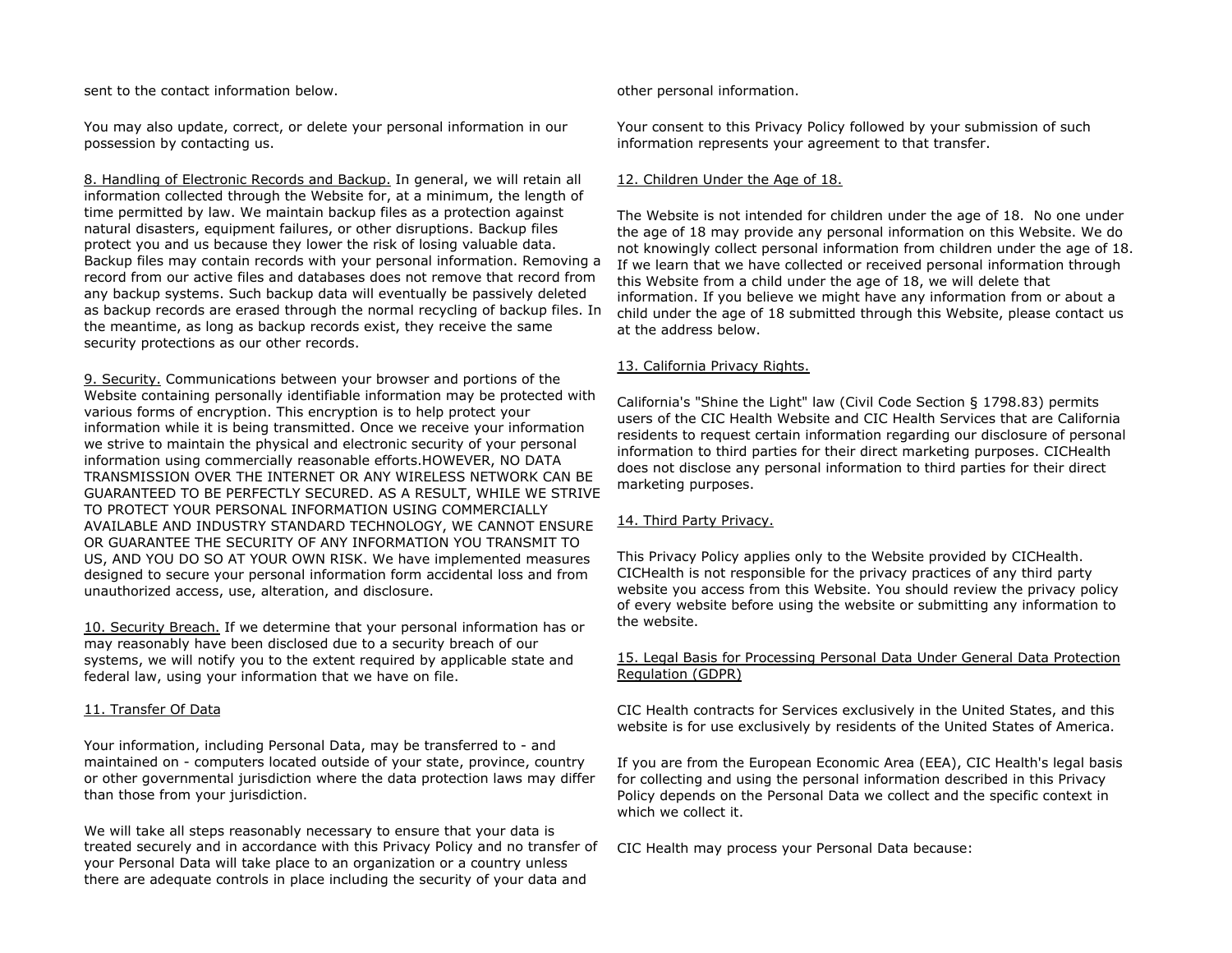sent to the contact information below.

You may also update, correct, or delete your personal information in our possession by contacting us.

8. Handling of Electronic Records and Backup. In general, we will retain all information collected through the Website for, at a minimum, the length of time permitted by law. We maintain backup files as a protection against natural disasters, equipment failures, or other disruptions. Backup files protect you and us because they lower the risk of losing valuable data. Backup files may contain records with your personal information. Removing a record from our active files and databases does not remove that record from any backup systems. Such backup data will eventually be passively deleted as backup records are erased through the normal recycling of backup files. In the meantime, as long as backup records exist, they receive the same security protections as our other records.

9. Security. Communications between your browser and portions of the Website containing personally identifiable information may be protected with various forms of encryption. This encryption is to help protect your information while it is being transmitted. Once we receive your information we strive to maintain the physical and electronic security of your personal information using commercially reasonable efforts.HOWEVER, NO DATA TRANSMISSION OVER THE INTERNET OR ANY WIRELESS NETWORK CAN BE GUARANTEED TO BE PERFECTLY SECURED. AS A RESULT, WHILE WE STRIVE TO PROTECT YOUR PERSONAL INFORMATION USING COMMERCIALLY AVAILABLE AND INDUSTRY STANDARD TECHNOLOGY, WE CANNOT ENSURE OR GUARANTEE THE SECURITY OF ANY INFORMATION YOU TRANSMIT TO US, AND YOU DO SO AT YOUR OWN RISK. We have implemented measures designed to secure your personal information form accidental loss and from unauthorized access, use, alteration, and disclosure.

10. Security Breach. If we determine that your personal information has or may reasonably have been disclosed due to a security breach of our systems, we will notify you to the extent required by applicable state and federal law, using your information that we have on file.

11. Transfer Of Data

Your information, including Personal Data, may be transferred to - and maintained on - computers located outside of your state, province, country or other governmental jurisdiction where the data protection laws may differ than those from your jurisdiction.

We will take all steps reasonably necessary to ensure that your data is treated securely and in accordance with this Privacy Policy and no transfer of your Personal Data will take place to an organization or a country unless there are adequate controls in place including the security of your data and other personal information.

Your consent to this Privacy Policy followed by your submission of such information represents your agreement to that transfer.

12. Children Under the Age of 18.

The Website is not intended for children under the age of 18. No one under the age of 18 may provide any personal information on this Website. We do not knowingly collect personal information from children under the age of 18. If we learn that we have collected or received personal information through this Website from a child under the age of 18, we will delete that information. If you believe we might have any information from or about a child under the age of 18 submitted through this Website, please contact us at the address below.

13. California Privacy Rights.

California's "Shine the Light" law (Civil Code Section § 1798.83) permits users of the CIC Health Website and CIC Health Services that are California residents to request certain information regarding our disclosure of personal information to third parties for their direct marketing purposes. CICHealth does not disclose any personal information to third parties for their direct marketing purposes.

14. Third Party Privacy.

This Privacy Policy applies only to the Website provided by CICHealth. CICHealth is not responsible for the privacy practices of any third party website you access from this Website. You should review the privacy policy of every website before using the website or submitting any information to the website.

15. Legal Basis for Processing Personal Data Under General Data Protection Regulation (GDPR)

CIC Health contracts for Services exclusively in the United States, and this website is for use exclusively by residents of the United States of America.

If you are from the European Economic Area (EEA), CIC Health's legal basis for collecting and using the personal information described in this Privacy Policy depends on the Personal Data we collect and the specific context in which we collect it.

CIC Health may process your Personal Data because: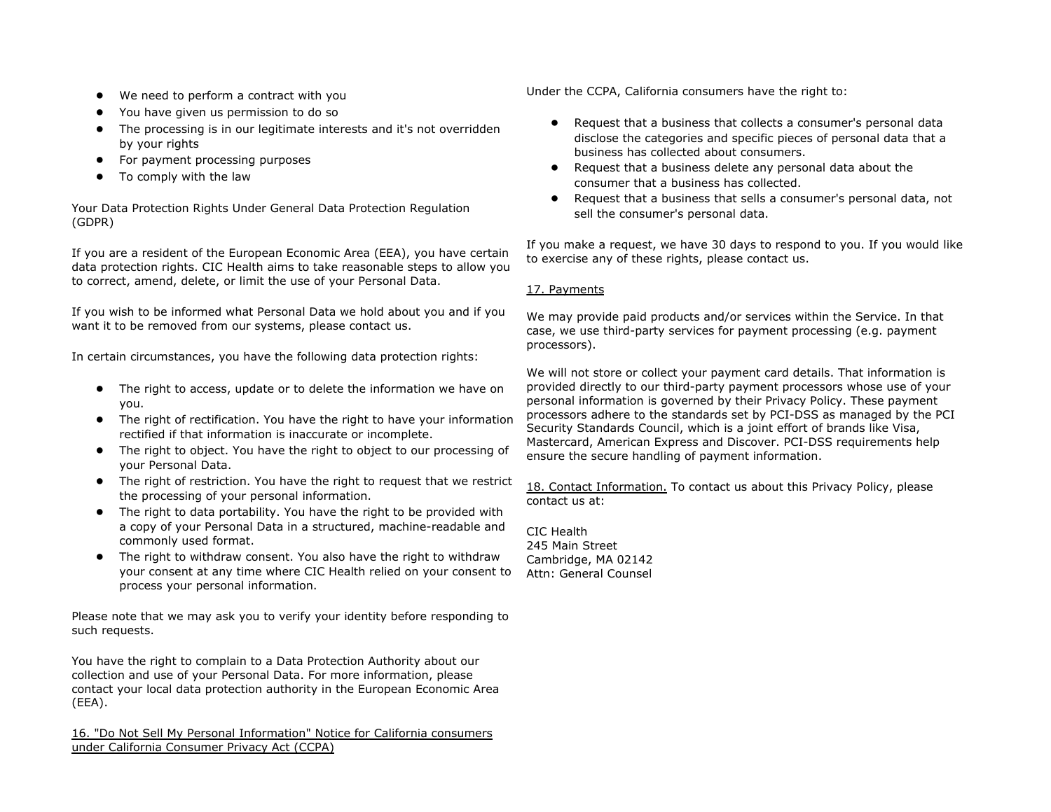- We need to perform a contract with you
- You have given us permission to do so
- The processing is in our legitimate interests and it's not overridden by your rights
- For payment processing purposes
- To comply with the law

Your Data Protection Rights Under General Data Protection Regulation (GDPR)

If you are a resident of the European Economic Area (EEA), you have certain data protection rights. CIC Health aims to take reasonable steps to allow you to correct, amend, delete, or limit the use of your Personal Data.

If you wish to be informed what Personal Data we hold about you and if you want it to be removed from our systems, please contact us.

In certain circumstances, you have the following data protection rights:

- The right to access, update or to delete the information we have on you.
- The right of rectification. You have the right to have your information rectified if that information is inaccurate or incomplete.
- The right to object. You have the right to object to our processing of your Personal Data.
- The right of restriction. You have the right to request that we restrict the processing of your personal information.
- The right to data portability. You have the right to be provided with a copy of your Personal Data in a structured, machine-readable and commonly used format.
- The right to withdraw consent. You also have the right to withdraw your consent at any time where CIC Health relied on your consent to process your personal information.

Please note that we may ask you to verify your identity before responding to such requests.

You have the right to complain to a Data Protection Authority about our collection and use of your Personal Data. For more information, please contact your local data protection authority in the European Economic Area (EEA).

## 16. "Do Not Sell My Personal Information" Notice for California consumers under California Consumer Privacy Act (CCPA)

Under the CCPA, California consumers have the right to:

- Request that a business that collects a consumer's personal data disclose the categories and specific pieces of personal data that a business has collected about consumers.
- Request that a business delete any personal data about the consumer that a business has collected.
- Request that a business that sells a consumer's personal data, not sell the consumer's personal data.

If you make a request, we have 30 days to respond to you. If you would like to exercise any of these rights, please contact us.

## 17. Payments

We may provide paid products and/or services within the Service. In that case, we use third-party services for payment processing (e.g. payment processors).

We will not store or collect your payment card details. That information is provided directly to our third-party payment processors whose use of your personal information is governed by their Privacy Policy. These payment processors adhere to the standards set by PCI-DSS as managed by the PCI Security Standards Council, which is a joint effort of brands like Visa, Mastercard, American Express and Discover. PCI-DSS requirements help ensure the secure handling of payment information.

## 18. Contact Information.

To contact us about this Privacy Policy, please contact us at:

CIC Health
245 Main Street
Cambridge, MA 02142
Attn: General Counsel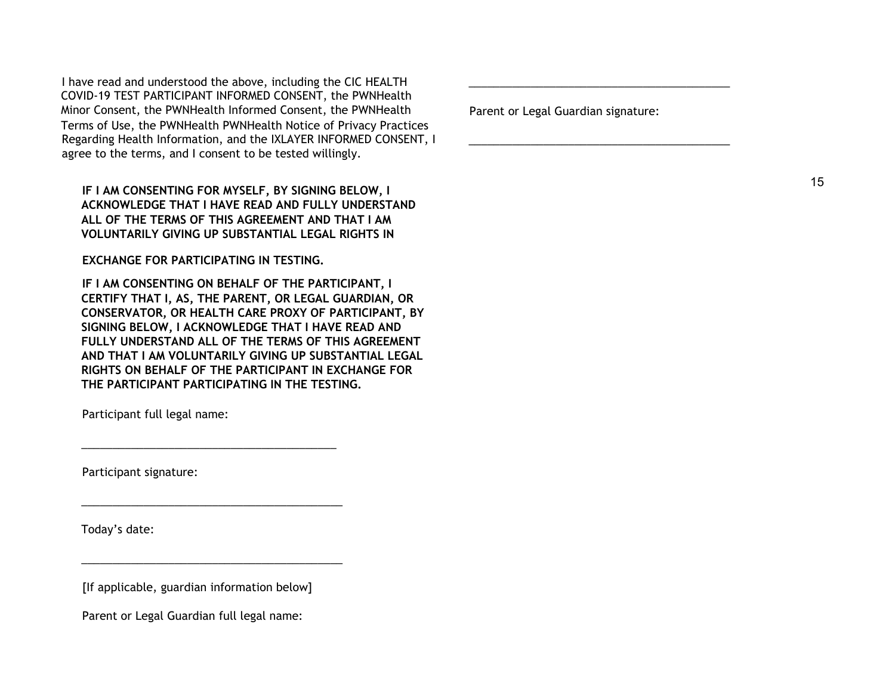I have read and understood the above, including the CIC HEALTH COVID-19 TEST PARTICIPANT INFORMED CONSENT, the PWNHealth Minor Consent, the PWNHealth Informed Consent, the PWNHealth Terms of Use, the PWNHealth PWNHealth Notice of Privacy Practices Regarding Health Information, and the IXLAYER INFORMED CONSENT, I agree to the terms, and I consent to be tested willingly.

**IF I AM CONSENTING FOR MYSELF, BY SIGNING BELOW, I ACKNOWLEDGE THAT I HAVE READ AND FULLY UNDERSTAND ALL OF THE TERMS OF THIS AGREEMENT AND THAT I AM VOLUNTARILY GIVING UP SUBSTANTIAL LEGAL RIGHTS IN EXCHANGE FOR PARTICIPATING IN TESTING.**

**IF I AM CONSENTING ON BEHALF OF THE PARTICIPANT, I CERTIFY THAT I, AS, THE PARENT, OR LEGAL GUARDIAN, OR CONSERVATOR, OR HEALTH CARE PROXY OF PARTICIPANT, BY SIGNING BELOW, I ACKNOWLEDGE THAT I HAVE READ AND FULLY UNDERSTAND ALL OF THE TERMS OF THIS AGREEMENT AND THAT I AM VOLUNTARILY GIVING UP SUBSTANTIAL LEGAL RIGHTS ON BEHALF OF THE PARTICIPANT IN EXCHANGE FOR THE PARTICIPANT PARTICIPATING IN THE TESTING.**

Participant full legal name:

________________________________________

Participant signature:

________________________________________

Today's date:

________________________________________

[If applicable, guardian information below]

Parent or Legal Guardian full legal name:

________________________________________

Parent or Legal Guardian signature:

________________________________________